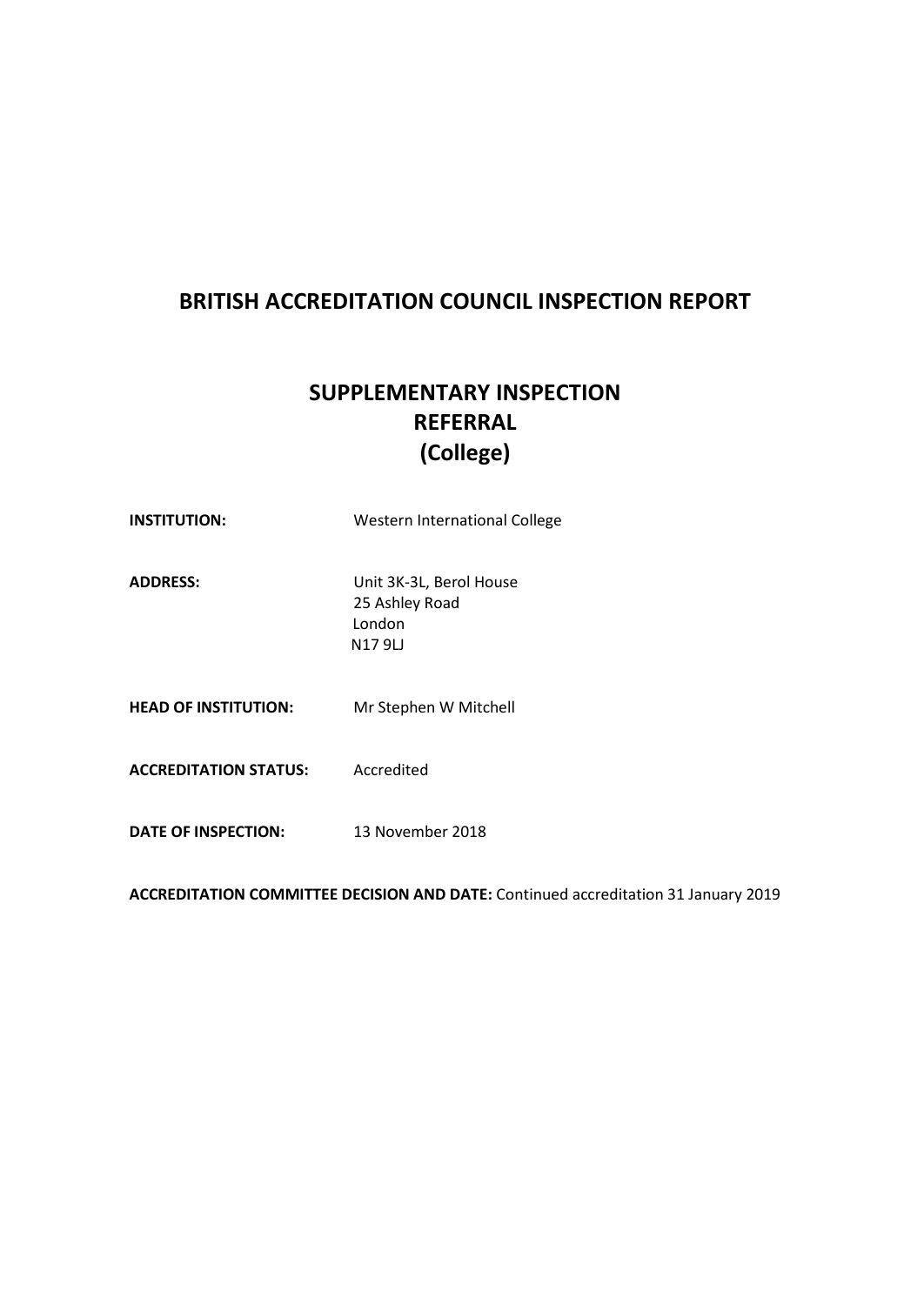# BRITISH ACCREDITATION COUNCIL INSPECTION REPORT

## SUPPLEMENTARY INSPECTION
## REFERRAL
## (College)

**INSTITUTION:** Western International College

**ADDRESS:** Unit 3K-3L, Berol House
25 Ashley Road
London
N17 9LJ

**HEAD OF INSTITUTION:** Mr Stephen W Mitchell

**ACCREDITATION STATUS:** Accredited

**DATE OF INSPECTION:** 13 November 2018

**ACCREDITATION COMMITTEE DECISION AND DATE:** Continued accreditation 31 January 2019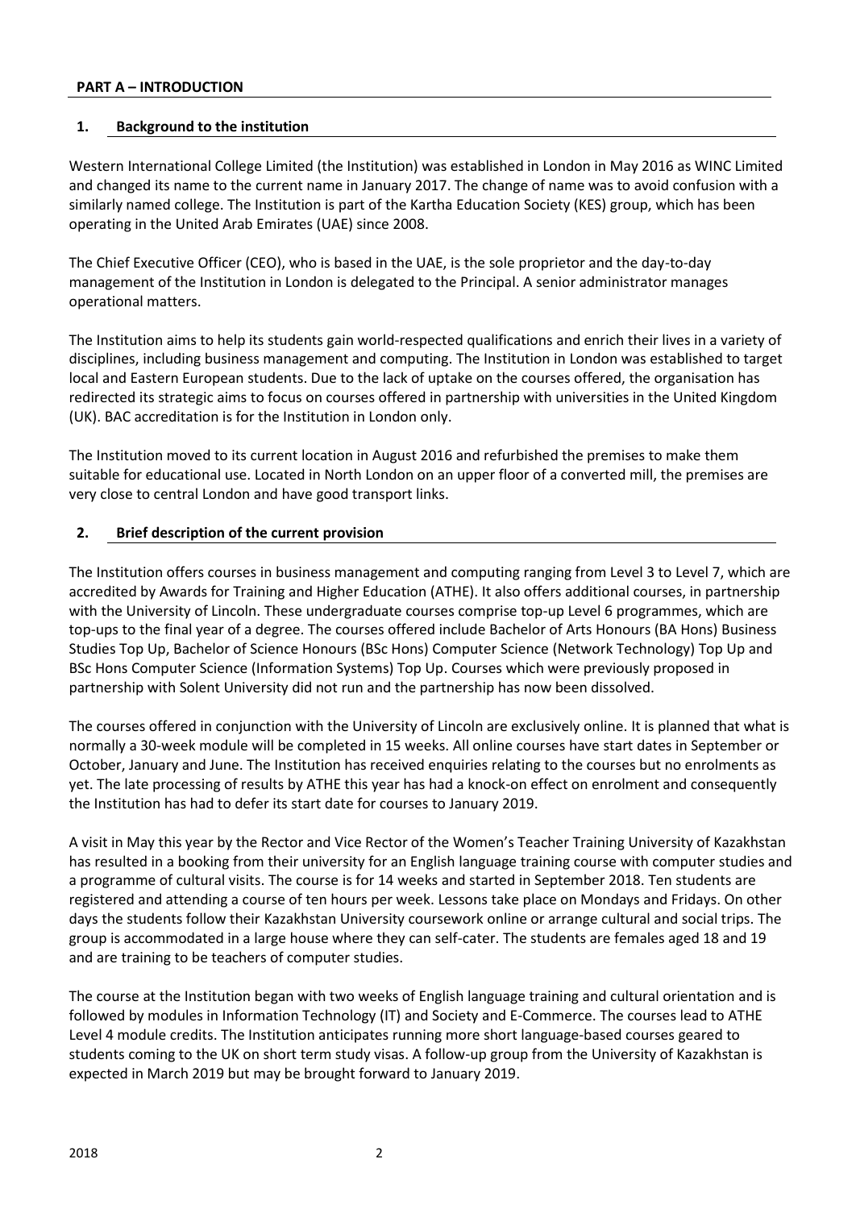## PART A – INTRODUCTION

### 1. Background to the institution

Western International College Limited (the Institution) was established in London in May 2016 as WINC Limited and changed its name to the current name in January 2017. The change of name was to avoid confusion with a similarly named college. The Institution is part of the Kartha Education Society (KES) group, which has been operating in the United Arab Emirates (UAE) since 2008.

The Chief Executive Officer (CEO), who is based in the UAE, is the sole proprietor and the day-to-day management of the Institution in London is delegated to the Principal. A senior administrator manages operational matters.

The Institution aims to help its students gain world-respected qualifications and enrich their lives in a variety of disciplines, including business management and computing. The Institution in London was established to target local and Eastern European students. Due to the lack of uptake on the courses offered, the organisation has redirected its strategic aims to focus on courses offered in partnership with universities in the United Kingdom (UK). BAC accreditation is for the Institution in London only.

The Institution moved to its current location in August 2016 and refurbished the premises to make them suitable for educational use. Located in North London on an upper floor of a converted mill, the premises are very close to central London and have good transport links.

### 2. Brief description of the current provision

The Institution offers courses in business management and computing ranging from Level 3 to Level 7, which are accredited by Awards for Training and Higher Education (ATHE). It also offers additional courses, in partnership with the University of Lincoln. These undergraduate courses comprise top-up Level 6 programmes, which are top-ups to the final year of a degree. The courses offered include Bachelor of Arts Honours (BA Hons) Business Studies Top Up, Bachelor of Science Honours (BSc Hons) Computer Science (Network Technology) Top Up and BSc Hons Computer Science (Information Systems) Top Up. Courses which were previously proposed in partnership with Solent University did not run and the partnership has now been dissolved.

The courses offered in conjunction with the University of Lincoln are exclusively online. It is planned that what is normally a 30-week module will be completed in 15 weeks. All online courses have start dates in September or October, January and June. The Institution has received enquiries relating to the courses but no enrolments as yet. The late processing of results by ATHE this year has had a knock-on effect on enrolment and consequently the Institution has had to defer its start date for courses to January 2019.

A visit in May this year by the Rector and Vice Rector of the Women's Teacher Training University of Kazakhstan has resulted in a booking from their university for an English language training course with computer studies and a programme of cultural visits. The course is for 14 weeks and started in September 2018. Ten students are registered and attending a course of ten hours per week. Lessons take place on Mondays and Fridays. On other days the students follow their Kazakhstan University coursework online or arrange cultural and social trips. The group is accommodated in a large house where they can self-cater. The students are females aged 18 and 19 and are training to be teachers of computer studies.

The course at the Institution began with two weeks of English language training and cultural orientation and is followed by modules in Information Technology (IT) and Society and E-Commerce. The courses lead to ATHE Level 4 module credits. The Institution anticipates running more short language-based courses geared to students coming to the UK on short term study visas. A follow-up group from the University of Kazakhstan is expected in March 2019 but may be brought forward to January 2019.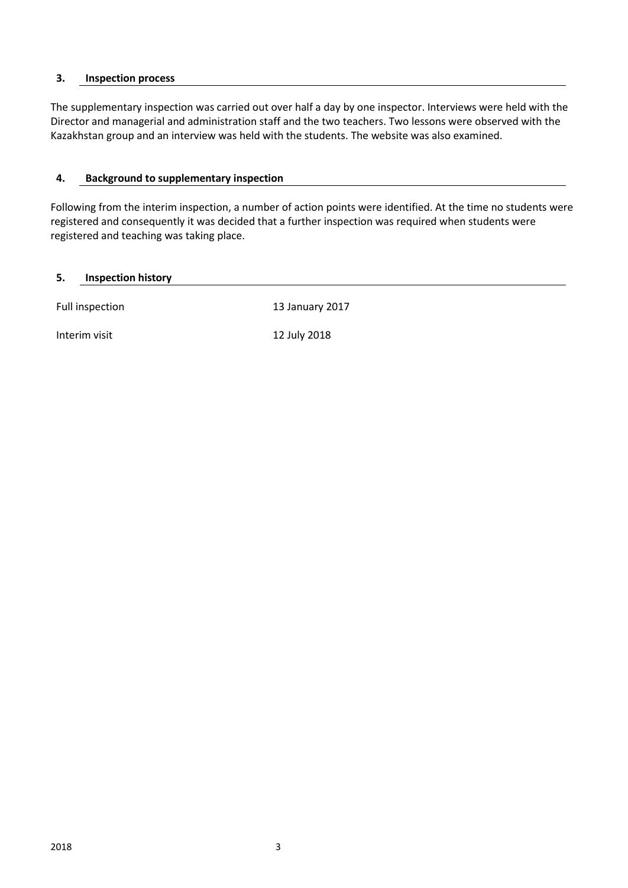### 3. Inspection process

The supplementary inspection was carried out over half a day by one inspector. Interviews were held with the Director and managerial and administration staff and the two teachers. Two lessons were observed with the Kazakhstan group and an interview was held with the students. The website was also examined.

### 4. Background to supplementary inspection

Following from the interim inspection, a number of action points were identified. At the time no students were registered and consequently it was decided that a further inspection was required when students were registered and teaching was taking place.

### 5. Inspection history

| | |
|---|---|
| Full inspection | 13 January 2017 |
| Interim visit | 12 July 2018 |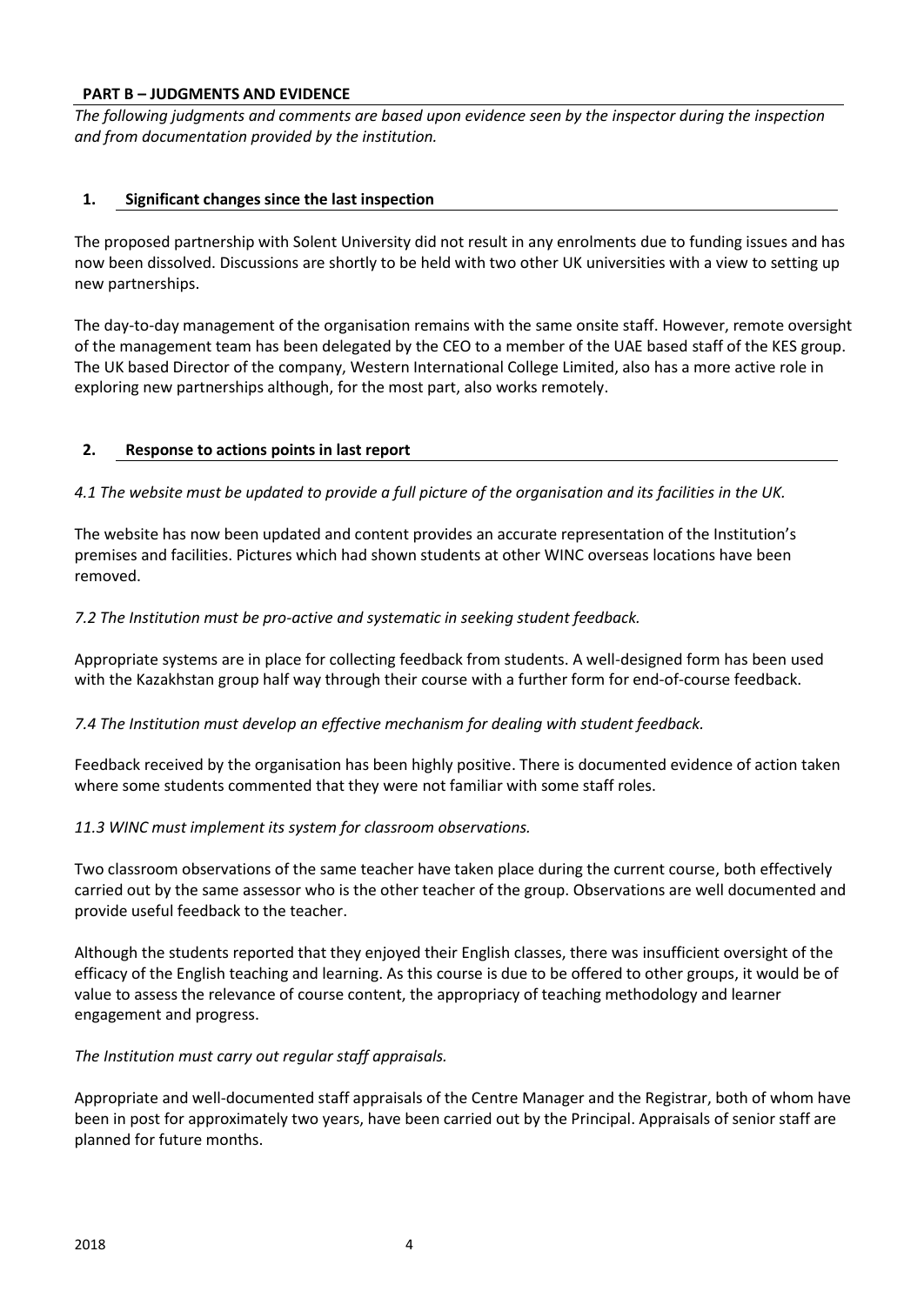## PART B – JUDGMENTS AND EVIDENCE

*The following judgments and comments are based upon evidence seen by the inspector during the inspection and from documentation provided by the institution.*

### 1. Significant changes since the last inspection

The proposed partnership with Solent University did not result in any enrolments due to funding issues and has now been dissolved. Discussions are shortly to be held with two other UK universities with a view to setting up new partnerships.

The day-to-day management of the organisation remains with the same onsite staff. However, remote oversight of the management team has been delegated by the CEO to a member of the UAE based staff of the KES group. The UK based Director of the company, Western International College Limited, also has a more active role in exploring new partnerships although, for the most part, also works remotely.

### 2. Response to actions points in last report

*4.1 The website must be updated to provide a full picture of the organisation and its facilities in the UK.*

The website has now been updated and content provides an accurate representation of the Institution's premises and facilities. Pictures which had shown students at other WINC overseas locations have been removed.

*7.2 The Institution must be pro-active and systematic in seeking student feedback.*

Appropriate systems are in place for collecting feedback from students. A well-designed form has been used with the Kazakhstan group half way through their course with a further form for end-of-course feedback.

*7.4 The Institution must develop an effective mechanism for dealing with student feedback.*

Feedback received by the organisation has been highly positive. There is documented evidence of action taken where some students commented that they were not familiar with some staff roles.

*11.3 WINC must implement its system for classroom observations.*

Two classroom observations of the same teacher have taken place during the current course, both effectively carried out by the same assessor who is the other teacher of the group. Observations are well documented and provide useful feedback to the teacher.

Although the students reported that they enjoyed their English classes, there was insufficient oversight of the efficacy of the English teaching and learning. As this course is due to be offered to other groups, it would be of value to assess the relevance of course content, the appropriacy of teaching methodology and learner engagement and progress.

*The Institution must carry out regular staff appraisals.*

Appropriate and well-documented staff appraisals of the Centre Manager and the Registrar, both of whom have been in post for approximately two years, have been carried out by the Principal. Appraisals of senior staff are planned for future months.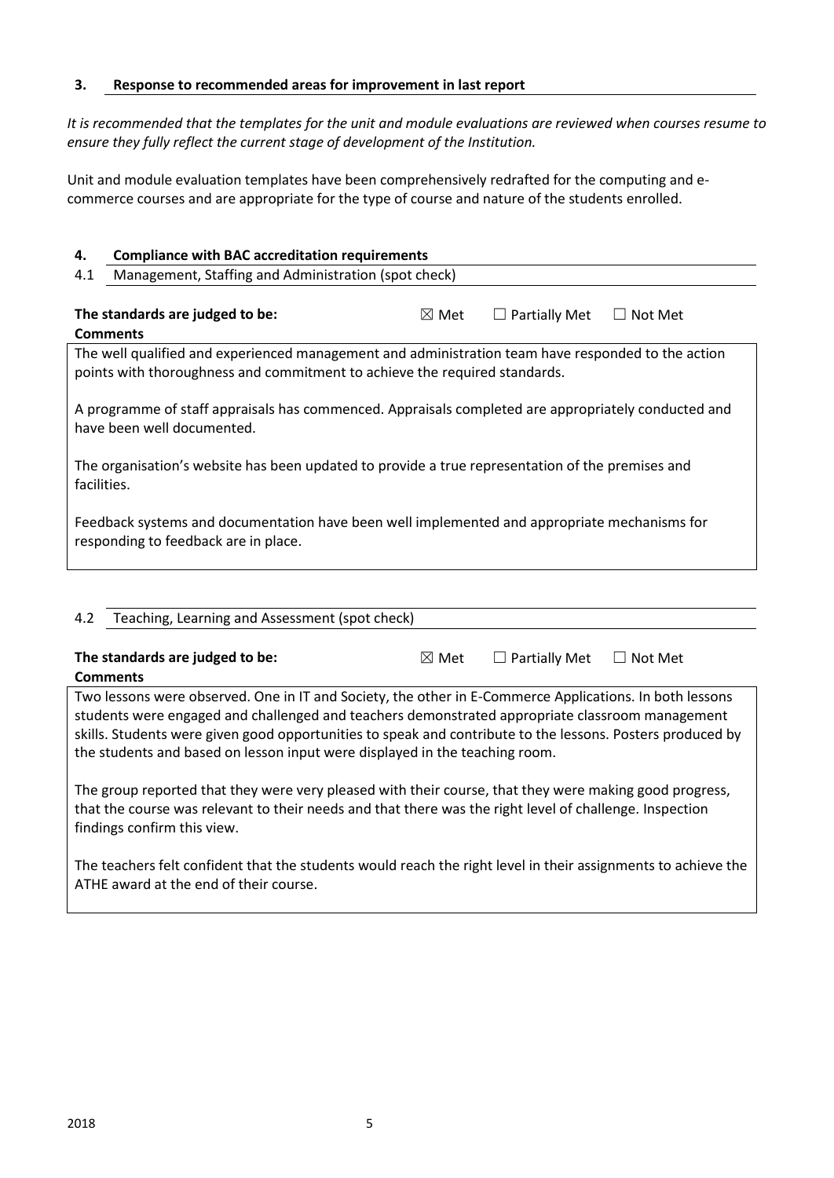## 3. Response to recommended areas for improvement in last report

*It is recommended that the templates for the unit and module evaluations are reviewed when courses resume to ensure they fully reflect the current stage of development of the Institution.*

Unit and module evaluation templates have been comprehensively redrafted for the computing and e-commerce courses and are appropriate for the type of course and nature of the students enrolled.

## 4. Compliance with BAC accreditation requirements

### 4.1 Management, Staffing and Administration (spot check)

**The standards are judged to be:** ☒ Met ☐ Partially Met ☐ Not Met

**Comments**

The well qualified and experienced management and administration team have responded to the action points with thoroughness and commitment to achieve the required standards.

A programme of staff appraisals has commenced. Appraisals completed are appropriately conducted and have been well documented.

The organisation's website has been updated to provide a true representation of the premises and facilities.

Feedback systems and documentation have been well implemented and appropriate mechanisms for responding to feedback are in place.

### 4.2 Teaching, Learning and Assessment (spot check)

**The standards are judged to be:** ☒ Met ☐ Partially Met ☐ Not Met

**Comments**

Two lessons were observed. One in IT and Society, the other in E-Commerce Applications. In both lessons students were engaged and challenged and teachers demonstrated appropriate classroom management skills. Students were given good opportunities to speak and contribute to the lessons. Posters produced by the students and based on lesson input were displayed in the teaching room.

The group reported that they were very pleased with their course, that they were making good progress, that the course was relevant to their needs and that there was the right level of challenge. Inspection findings confirm this view.

The teachers felt confident that the students would reach the right level in their assignments to achieve the ATHE award at the end of their course.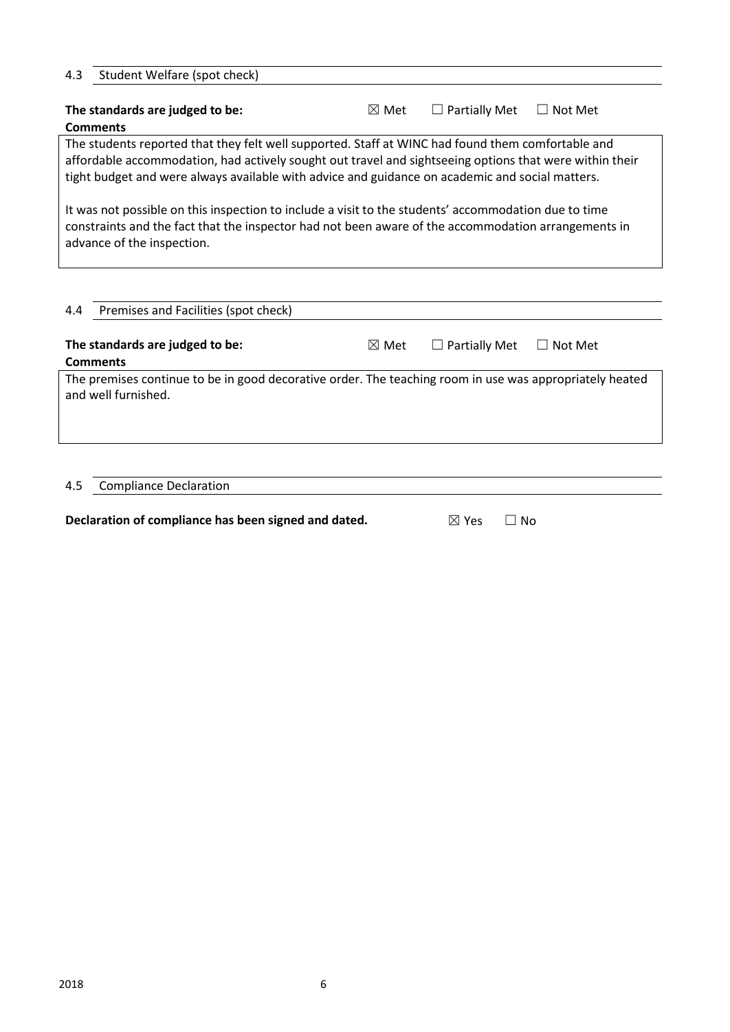### 4.3 Student Welfare (spot check)

**The standards are judged to be:** ☒ Met ☐ Partially Met ☐ Not Met

**Comments**

The students reported that they felt well supported. Staff at WINC had found them comfortable and affordable accommodation, had actively sought out travel and sightseeing options that were within their tight budget and were always available with advice and guidance on academic and social matters.

It was not possible on this inspection to include a visit to the students' accommodation due to time constraints and the fact that the inspector had not been aware of the accommodation arrangements in advance of the inspection.

### 4.4 Premises and Facilities (spot check)

**The standards are judged to be:** ☒ Met ☐ Partially Met ☐ Not Met

**Comments**

The premises continue to be in good decorative order. The teaching room in use was appropriately heated and well furnished.

### 4.5 Compliance Declaration

**Declaration of compliance has been signed and dated.** ☒ Yes ☐ No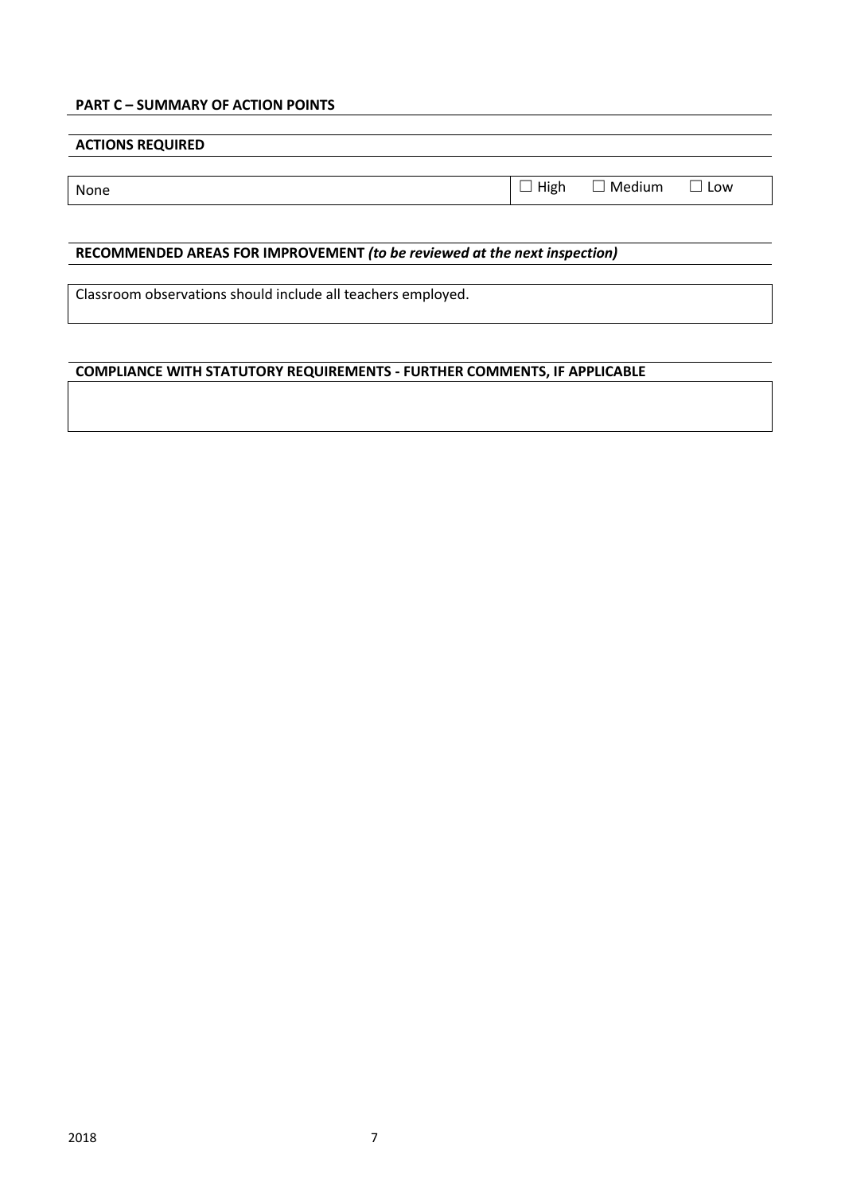**PART C – SUMMARY OF ACTION POINTS**

**ACTIONS REQUIRED**

| | |
|---|---|
| None | ☐ High ☐ Medium ☐ Low |

**RECOMMENDED AREAS FOR IMPROVEMENT** ***(to be reviewed at the next inspection)***

Classroom observations should include all teachers employed.

**COMPLIANCE WITH STATUTORY REQUIREMENTS - FURTHER COMMENTS, IF APPLICABLE**